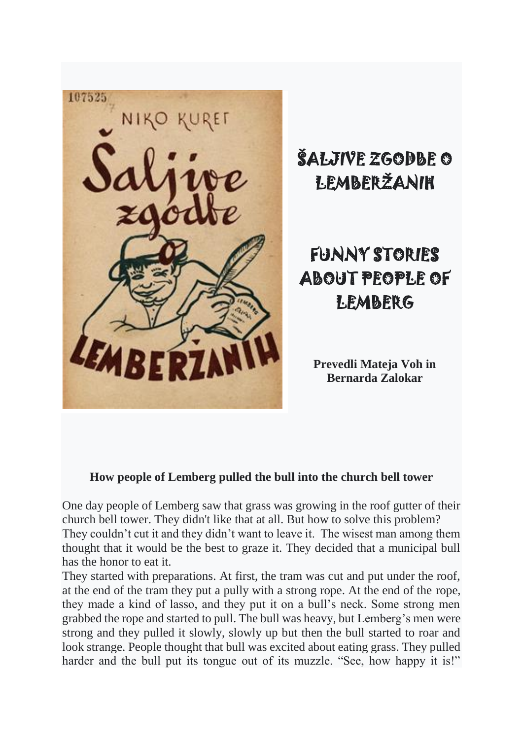# ŠALJIVE ZGODBE O LEMBERŽANIH

# FUNNY STORIES ABOUT PEOPLE OF LEMBERG

**Prevedli Mateja Voh in Bernarda Zalokar**

### How people of Lemberg pulled the bull into the church bell tower

One day people of Lemberg saw that grass was growing in the roof gutter of their church bell tower. They didn't like that at all. But how to solve this problem? They couldn't cut it and they didn't want to leave it. The wisest man among them thought that it would be the best to graze it. They decided that a municipal bull has the honor to eat it.

They started with preparations. At first, the tram was cut and put under the roof, at the end of the tram they put a pully with a strong rope. At the end of the rope, they made a kind of lasso, and they put it on a bull's neck. Some strong men grabbed the rope and started to pull. The bull was heavy, but Lemberg's men were strong and they pulled it slowly, slowly up but then the bull started to roar and look strange. People thought that bull was excited about eating grass. They pulled harder and the bull put its tongue out of its muzzle. "See, how happy it is!"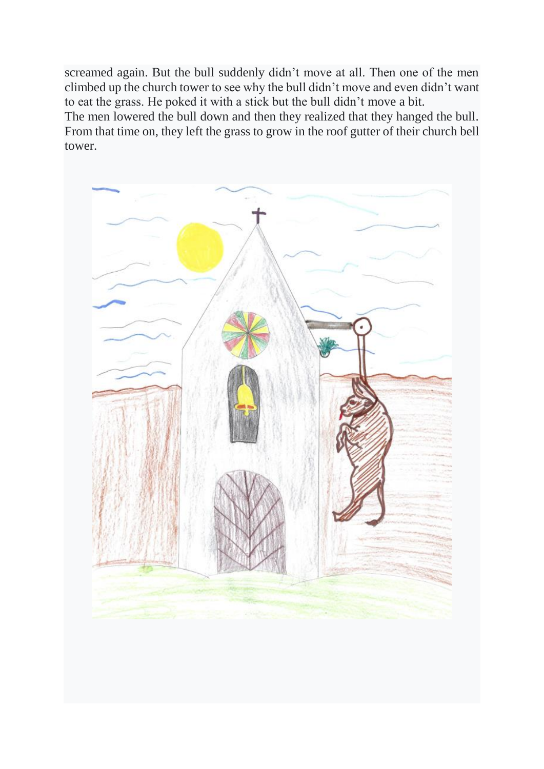screamed again. But the bull suddenly didn't move at all. Then one of the men climbed up the church tower to see why the bull didn't move and even didn't want to eat the grass. He poked it with a stick but the bull didn't move a bit.
The men lowered the bull down and then they realized that they hanged the bull. From that time on, they left the grass to grow in the roof gutter of their church bell tower.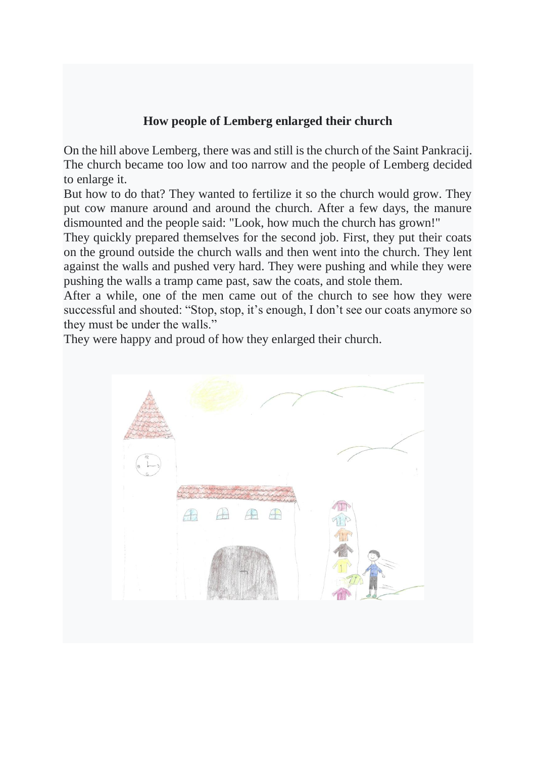### How people of Lemberg enlarged their church

On the hill above Lemberg, there was and still is the church of the Saint Pankracij. The church became too low and too narrow and the people of Lemberg decided to enlarge it.

But how to do that? They wanted to fertilize it so the church would grow. They put cow manure around and around the church. After a few days, the manure dismounted and the people said: "Look, how much the church has grown!"

They quickly prepared themselves for the second job. First, they put their coats on the ground outside the church walls and then went into the church. They lent against the walls and pushed very hard. They were pushing and while they were pushing the walls a tramp came past, saw the coats, and stole them.

After a while, one of the men came out of the church to see how they were successful and shouted: "Stop, stop, it's enough, I don't see our coats anymore so they must be under the walls."

They were happy and proud of how they enlarged their church.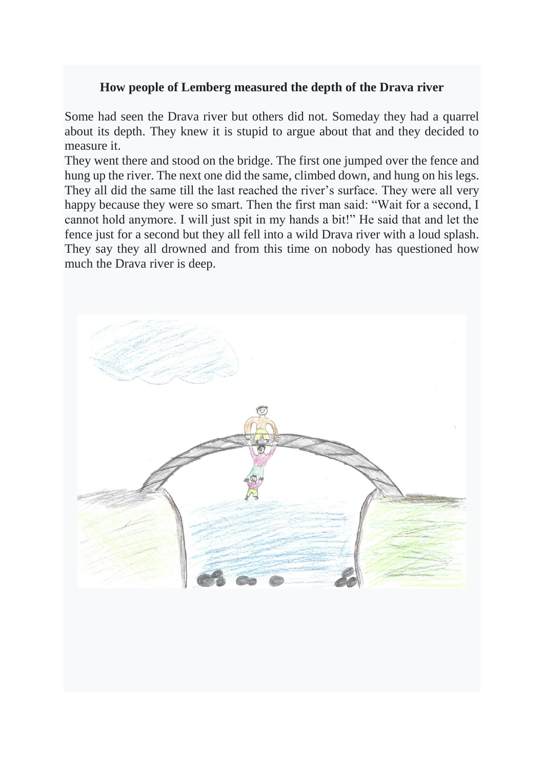**How people of Lemberg measured the depth of the Drava river**

Some had seen the Drava river but others did not. Someday they had a quarrel about its depth. They knew it is stupid to argue about that and they decided to measure it.

They went there and stood on the bridge. The first one jumped over the fence and hung up the river. The next one did the same, climbed down, and hung on his legs. They all did the same till the last reached the river's surface. They were all very happy because they were so smart. Then the first man said: "Wait for a second, I cannot hold anymore. I will just spit in my hands a bit!" He said that and let the fence just for a second but they all fell into a wild Drava river with a loud splash. They say they all drowned and from this time on nobody has questioned how much the Drava river is deep.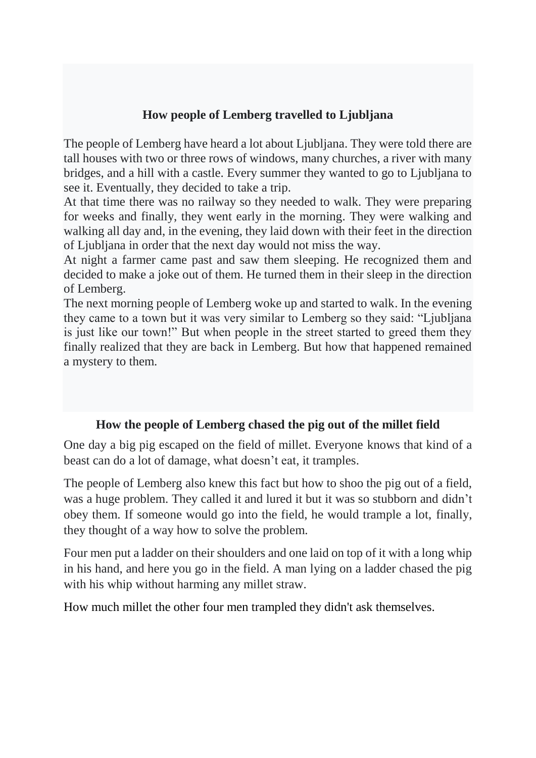### How people of Lemberg travelled to Ljubljana

The people of Lemberg have heard a lot about Ljubljana. They were told there are tall houses with two or three rows of windows, many churches, a river with many bridges, and a hill with a castle. Every summer they wanted to go to Ljubljana to see it. Eventually, they decided to take a trip.

At that time there was no railway so they needed to walk. They were preparing for weeks and finally, they went early in the morning. They were walking and walking all day and, in the evening, they laid down with their feet in the direction of Ljubljana in order that the next day would not miss the way.

At night a farmer came past and saw them sleeping. He recognized them and decided to make a joke out of them. He turned them in their sleep in the direction of Lemberg.

The next morning people of Lemberg woke up and started to walk. In the evening they came to a town but it was very similar to Lemberg so they said: "Ljubljana is just like our town!" But when people in the street started to greed them they finally realized that they are back in Lemberg. But how that happened remained a mystery to them.

### How the people of Lemberg chased the pig out of the millet field

One day a big pig escaped on the field of millet. Everyone knows that kind of a beast can do a lot of damage, what doesn't eat, it tramples.

The people of Lemberg also knew this fact but how to shoo the pig out of a field, was a huge problem. They called it and lured it but it was so stubborn and didn't obey them. If someone would go into the field, he would trample a lot, finally, they thought of a way how to solve the problem.

Four men put a ladder on their shoulders and one laid on top of it with a long whip in his hand, and here you go in the field. A man lying on a ladder chased the pig with his whip without harming any millet straw.

How much millet the other four men trampled they didn't ask themselves.